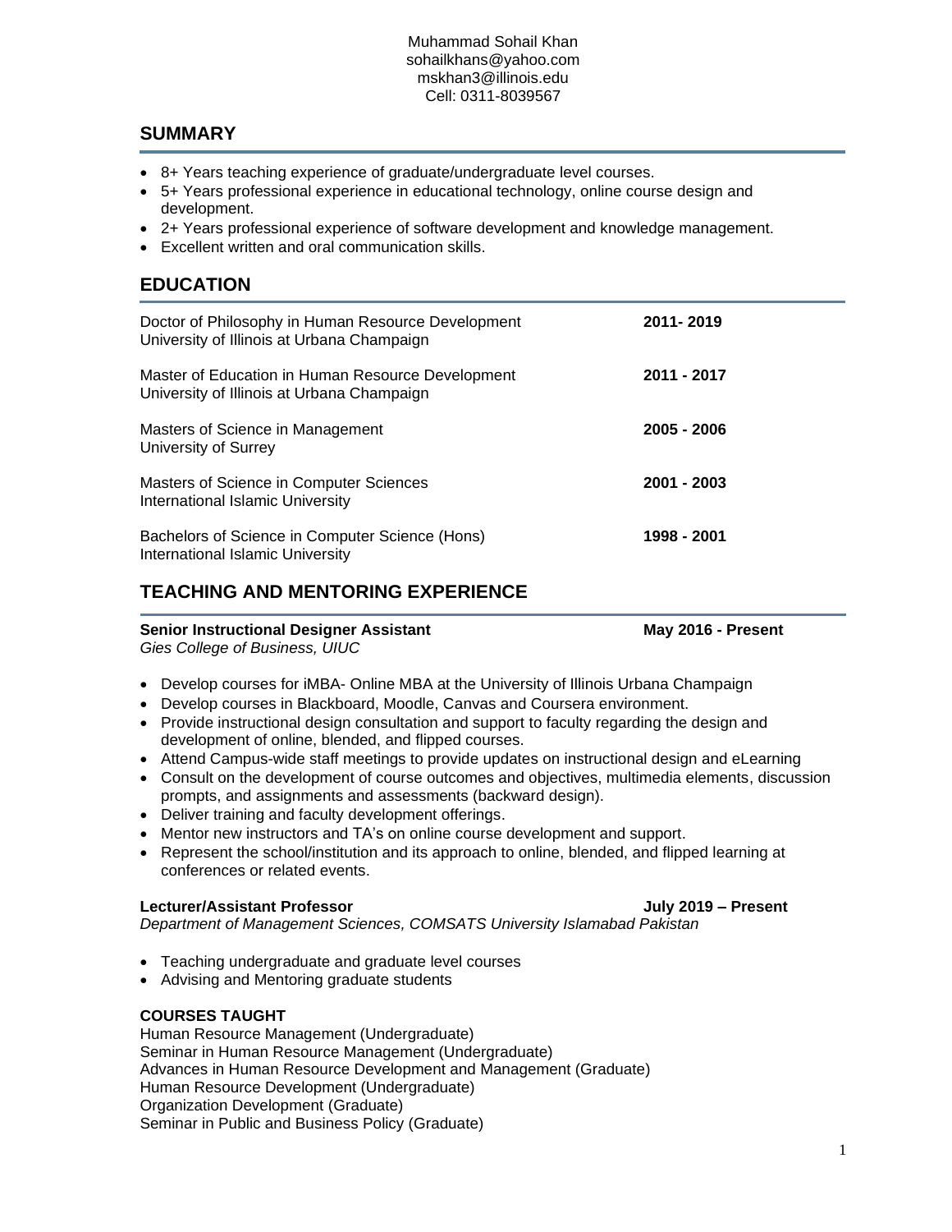Muhammad Sohail Khan
sohailkhans@yahoo.com
mskhan3@illinois.edu
Cell: 0311-8039567

## SUMMARY

- 8+ Years teaching experience of graduate/undergraduate level courses.
- 5+ Years professional experience in educational technology, online course design and development.
- 2+ Years professional experience of software development and knowledge management.
- Excellent written and oral communication skills.

## EDUCATION

Doctor of Philosophy in Human Resource Development — **2011- 2019**
University of Illinois at Urbana Champaign

Master of Education in Human Resource Development — **2011 - 2017**
University of Illinois at Urbana Champaign

Masters of Science in Management — **2005 - 2006**
University of Surrey

Masters of Science in Computer Sciences — **2001 - 2003**
International Islamic University

Bachelors of Science in Computer Science (Hons) — **1998 - 2001**
International Islamic University

## TEACHING AND MENTORING EXPERIENCE

**Senior Instructional Designer Assistant** — **May 2016 - Present**
*Gies College of Business, UIUC*

- Develop courses for iMBA- Online MBA at the University of Illinois Urbana Champaign
- Develop courses in Blackboard, Moodle, Canvas and Coursera environment.
- Provide instructional design consultation and support to faculty regarding the design and development of online, blended, and flipped courses.
- Attend Campus-wide staff meetings to provide updates on instructional design and eLearning
- Consult on the development of course outcomes and objectives, multimedia elements, discussion prompts, and assignments and assessments (backward design).
- Deliver training and faculty development offerings.
- Mentor new instructors and TA's on online course development and support.
- Represent the school/institution and its approach to online, blended, and flipped learning at conferences or related events.

**Lecturer/Assistant Professor** — **July 2019 – Present**
*Department of Management Sciences, COMSATS University Islamabad Pakistan*

- Teaching undergraduate and graduate level courses
- Advising and Mentoring graduate students

**COURSES TAUGHT**

Human Resource Management (Undergraduate)
Seminar in Human Resource Management (Undergraduate)
Advances in Human Resource Development and Management (Graduate)
Human Resource Development (Undergraduate)
Organization Development (Graduate)
Seminar in Public and Business Policy (Graduate)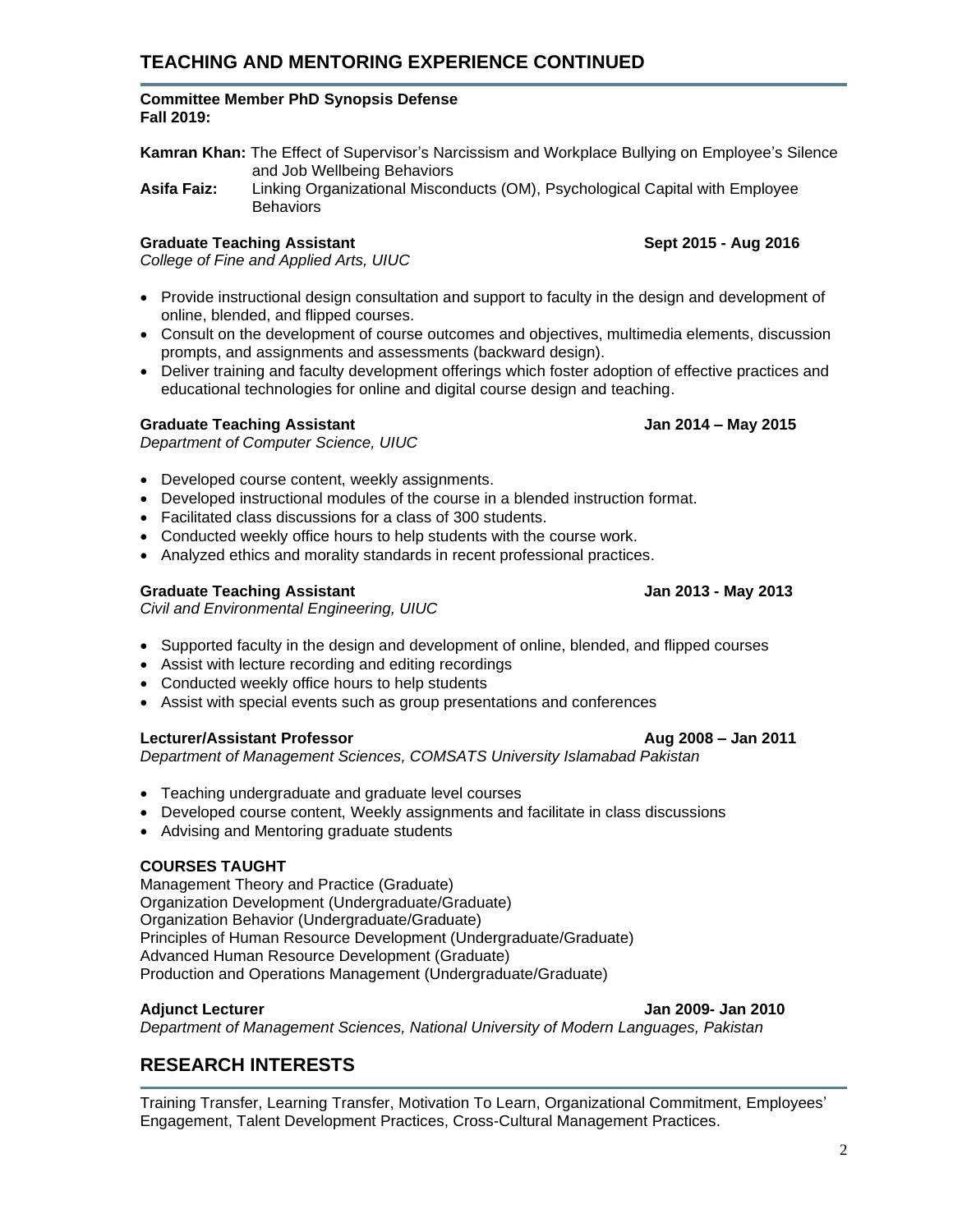## TEACHING AND MENTORING EXPERIENCE CONTINUED

**Committee Member PhD Synopsis Defense**
**Fall 2019:**

**Kamran Khan:** The Effect of Supervisor's Narcissism and Workplace Bullying on Employee's Silence and Job Wellbeing Behaviors
**Asifa Faiz:** Linking Organizational Misconducts (OM), Psychological Capital with Employee Behaviors

**Graduate Teaching Assistant** **Sept 2015 - Aug 2016**
*College of Fine and Applied Arts, UIUC*

- Provide instructional design consultation and support to faculty in the design and development of online, blended, and flipped courses.
- Consult on the development of course outcomes and objectives, multimedia elements, discussion prompts, and assignments and assessments (backward design).
- Deliver training and faculty development offerings which foster adoption of effective practices and educational technologies for online and digital course design and teaching.

**Graduate Teaching Assistant** **Jan 2014 – May 2015**
*Department of Computer Science, UIUC*

- Developed course content, weekly assignments.
- Developed instructional modules of the course in a blended instruction format.
- Facilitated class discussions for a class of 300 students.
- Conducted weekly office hours to help students with the course work.
- Analyzed ethics and morality standards in recent professional practices.

**Graduate Teaching Assistant** **Jan 2013 - May 2013**
*Civil and Environmental Engineering, UIUC*

- Supported faculty in the design and development of online, blended, and flipped courses
- Assist with lecture recording and editing recordings
- Conducted weekly office hours to help students
- Assist with special events such as group presentations and conferences

**Lecturer/Assistant Professor** **Aug 2008 – Jan 2011**
*Department of Management Sciences, COMSATS University Islamabad Pakistan*

- Teaching undergraduate and graduate level courses
- Developed course content, Weekly assignments and facilitate in class discussions
- Advising and Mentoring graduate students

**COURSES TAUGHT**
Management Theory and Practice (Graduate)
Organization Development (Undergraduate/Graduate)
Organization Behavior (Undergraduate/Graduate)
Principles of Human Resource Development (Undergraduate/Graduate)
Advanced Human Resource Development (Graduate)
Production and Operations Management (Undergraduate/Graduate)

**Adjunct Lecturer** **Jan 2009- Jan 2010**
*Department of Management Sciences, National University of Modern Languages, Pakistan*

## RESEARCH INTERESTS

Training Transfer, Learning Transfer, Motivation To Learn, Organizational Commitment, Employees' Engagement, Talent Development Practices, Cross-Cultural Management Practices.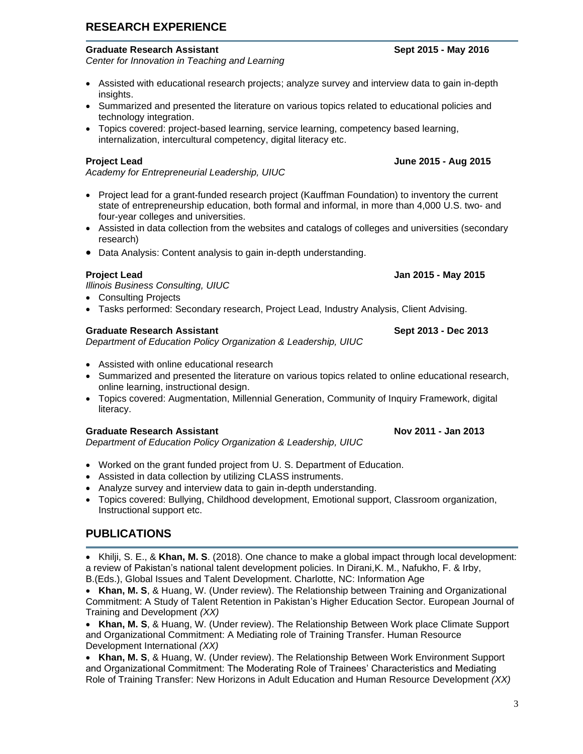## RESEARCH EXPERIENCE

**Graduate Research Assistant** **Sept 2015 - May 2016**
*Center for Innovation in Teaching and Learning*

- Assisted with educational research projects; analyze survey and interview data to gain in-depth insights.
- Summarized and presented the literature on various topics related to educational policies and technology integration.
- Topics covered: project-based learning, service learning, competency based learning, internalization, intercultural competency, digital literacy etc.

**Project Lead** **June 2015 - Aug 2015**
*Academy for Entrepreneurial Leadership, UIUC*

- Project lead for a grant-funded research project (Kauffman Foundation) to inventory the current state of entrepreneurship education, both formal and informal, in more than 4,000 U.S. two- and four-year colleges and universities.
- Assisted in data collection from the websites and catalogs of colleges and universities (secondary research)
- Data Analysis: Content analysis to gain in-depth understanding.

**Project Lead** **Jan 2015 - May 2015**
*Illinois Business Consulting, UIUC*

- Consulting Projects
- Tasks performed: Secondary research, Project Lead, Industry Analysis, Client Advising.

**Graduate Research Assistant** **Sept 2013 - Dec 2013**
*Department of Education Policy Organization & Leadership, UIUC*

- Assisted with online educational research
- Summarized and presented the literature on various topics related to online educational research, online learning, instructional design.
- Topics covered: Augmentation, Millennial Generation, Community of Inquiry Framework, digital literacy.

**Graduate Research Assistant** **Nov 2011 - Jan 2013**
*Department of Education Policy Organization & Leadership, UIUC*

- Worked on the grant funded project from U. S. Department of Education.
- Assisted in data collection by utilizing CLASS instruments.
- Analyze survey and interview data to gain in-depth understanding.
- Topics covered: Bullying, Childhood development, Emotional support, Classroom organization, Instructional support etc.

## PUBLICATIONS

- Khilji, S. E., & **Khan, M. S**. (2018). One chance to make a global impact through local development: a review of Pakistan's national talent development policies. In Dirani,K. M., Nafukho, F. & Irby, B.(Eds.), Global Issues and Talent Development. Charlotte, NC: Information Age
- **Khan, M. S**, & Huang, W. (Under review). The Relationship between Training and Organizational Commitment: A Study of Talent Retention in Pakistan's Higher Education Sector. European Journal of Training and Development *(XX)*
- **Khan, M. S**, & Huang, W. (Under review). The Relationship Between Work place Climate Support and Organizational Commitment: A Mediating role of Training Transfer. Human Resource Development International *(XX)*
- **Khan, M. S**, & Huang, W. (Under review). The Relationship Between Work Environment Support and Organizational Commitment: The Moderating Role of Trainees' Characteristics and Mediating Role of Training Transfer: New Horizons in Adult Education and Human Resource Development *(XX)*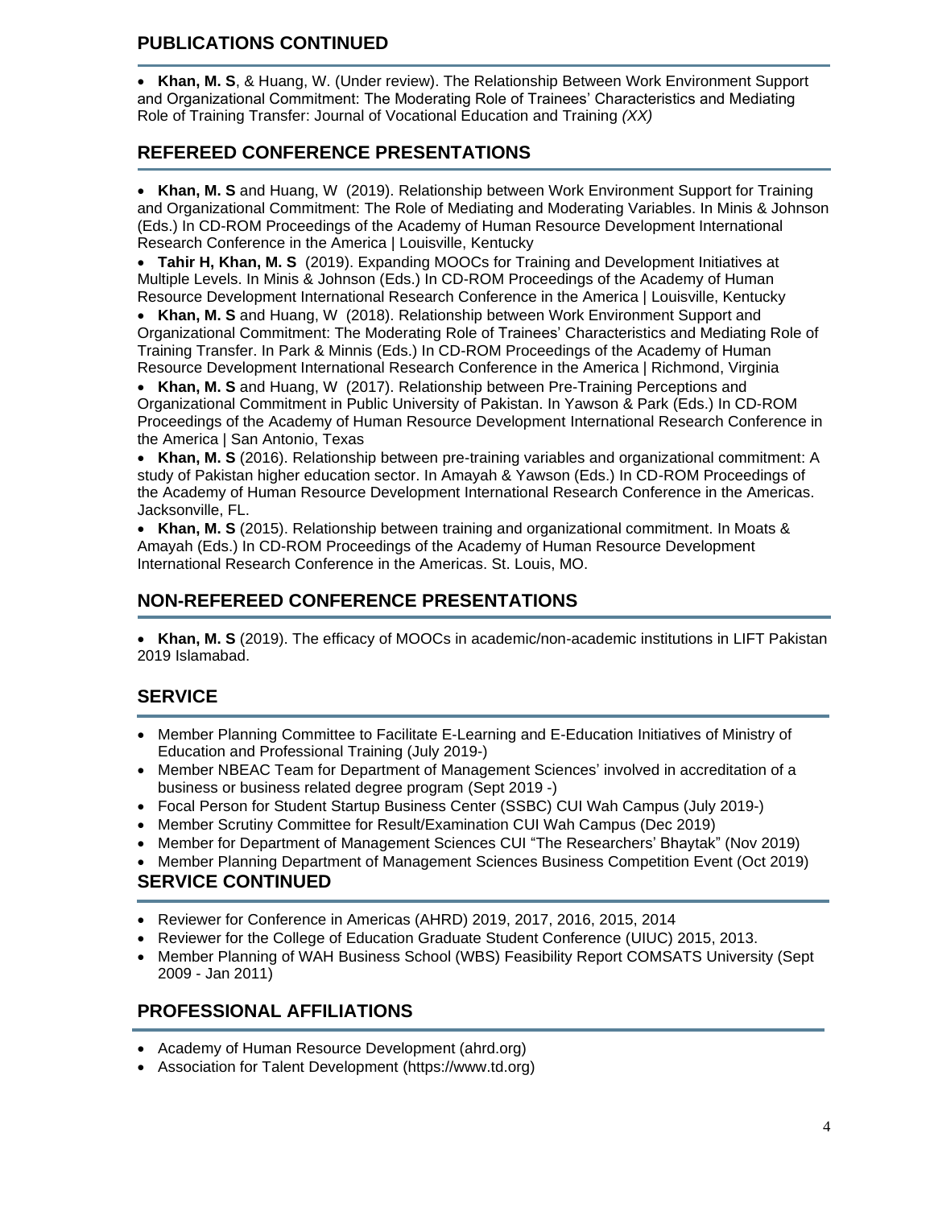## PUBLICATIONS CONTINUED

- **Khan, M. S**, & Huang, W. (Under review). The Relationship Between Work Environment Support and Organizational Commitment: The Moderating Role of Trainees' Characteristics and Mediating Role of Training Transfer: Journal of Vocational Education and Training *(XX)*

## REFEREED CONFERENCE PRESENTATIONS

- **Khan, M. S** and Huang, W (2019). Relationship between Work Environment Support for Training and Organizational Commitment: The Role of Mediating and Moderating Variables. In Minis & Johnson (Eds.) In CD-ROM Proceedings of the Academy of Human Resource Development International Research Conference in the America | Louisville, Kentucky
- **Tahir H, Khan, M. S** (2019). Expanding MOOCs for Training and Development Initiatives at Multiple Levels. In Minis & Johnson (Eds.) In CD-ROM Proceedings of the Academy of Human Resource Development International Research Conference in the America | Louisville, Kentucky
- **Khan, M. S** and Huang, W (2018). Relationship between Work Environment Support and Organizational Commitment: The Moderating Role of Trainees' Characteristics and Mediating Role of Training Transfer. In Park & Minnis (Eds.) In CD-ROM Proceedings of the Academy of Human Resource Development International Research Conference in the America | Richmond, Virginia
- **Khan, M. S** and Huang, W (2017). Relationship between Pre-Training Perceptions and Organizational Commitment in Public University of Pakistan. In Yawson & Park (Eds.) In CD-ROM Proceedings of the Academy of Human Resource Development International Research Conference in the America | San Antonio, Texas
- **Khan, M. S** (2016). Relationship between pre-training variables and organizational commitment: A study of Pakistan higher education sector. In Amayah & Yawson (Eds.) In CD-ROM Proceedings of the Academy of Human Resource Development International Research Conference in the Americas. Jacksonville, FL.
- **Khan, M. S** (2015). Relationship between training and organizational commitment. In Moats & Amayah (Eds.) In CD-ROM Proceedings of the Academy of Human Resource Development International Research Conference in the Americas. St. Louis, MO.

## NON-REFEREED CONFERENCE PRESENTATIONS

- **Khan, M. S** (2019). The efficacy of MOOCs in academic/non-academic institutions in LIFT Pakistan 2019 Islamabad.

## SERVICE

- Member Planning Committee to Facilitate E-Learning and E-Education Initiatives of Ministry of Education and Professional Training (July 2019-)
- Member NBEAC Team for Department of Management Sciences' involved in accreditation of a business or business related degree program (Sept 2019 -)
- Focal Person for Student Startup Business Center (SSBC) CUI Wah Campus (July 2019-)
- Member Scrutiny Committee for Result/Examination CUI Wah Campus (Dec 2019)
- Member for Department of Management Sciences CUI "The Researchers' Bhaytak" (Nov 2019)
- Member Planning Department of Management Sciences Business Competition Event (Oct 2019)

## SERVICE CONTINUED

- Reviewer for Conference in Americas (AHRD) 2019, 2017, 2016, 2015, 2014
- Reviewer for the College of Education Graduate Student Conference (UIUC) 2015, 2013.
- Member Planning of WAH Business School (WBS) Feasibility Report COMSATS University (Sept 2009 - Jan 2011)

## PROFESSIONAL AFFILIATIONS

- Academy of Human Resource Development (ahrd.org)
- Association for Talent Development (https://www.td.org)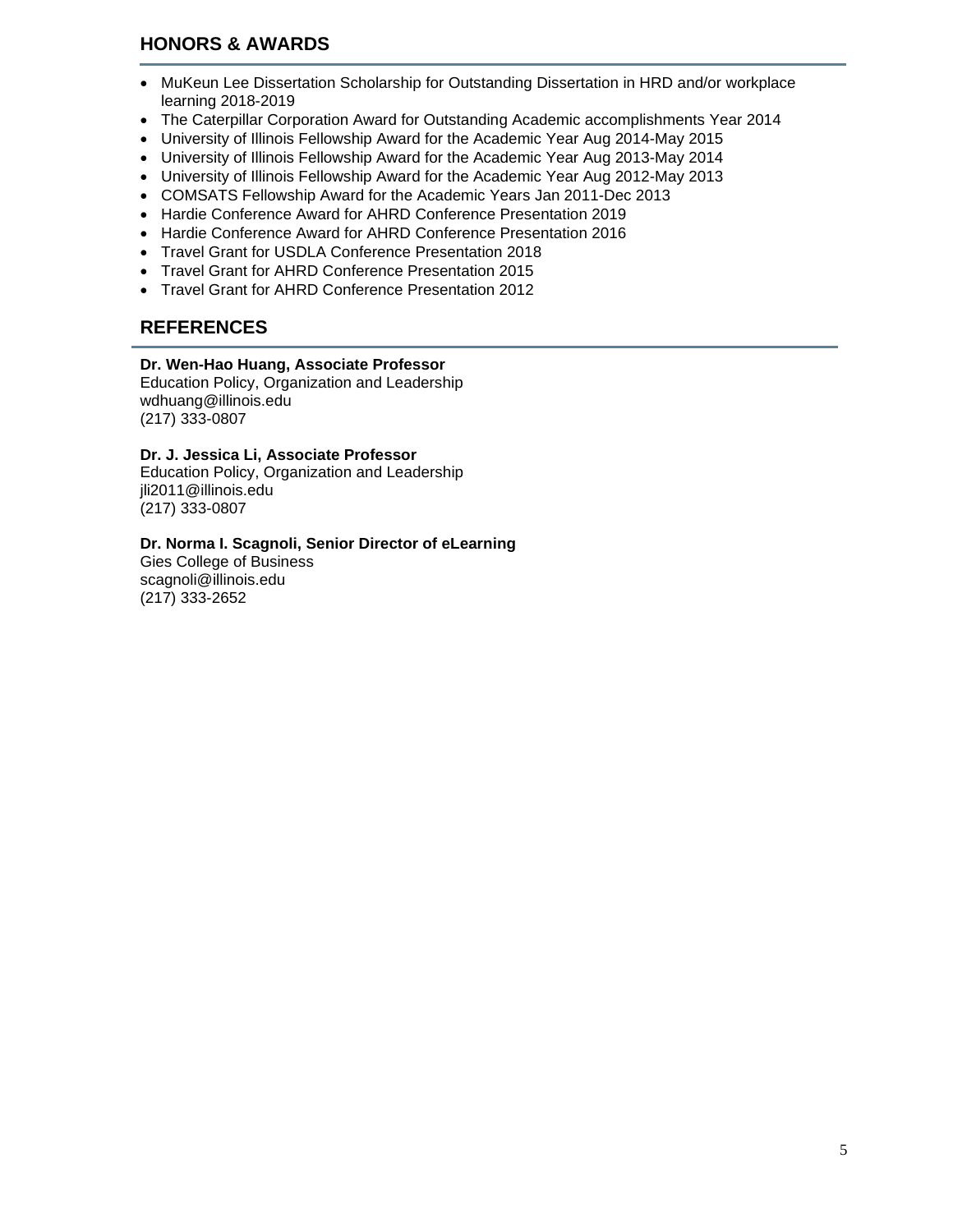## HONORS & AWARDS

- MuKeun Lee Dissertation Scholarship for Outstanding Dissertation in HRD and/or workplace learning 2018-2019
- The Caterpillar Corporation Award for Outstanding Academic accomplishments Year 2014
- University of Illinois Fellowship Award for the Academic Year Aug 2014-May 2015
- University of Illinois Fellowship Award for the Academic Year Aug 2013-May 2014
- University of Illinois Fellowship Award for the Academic Year Aug 2012-May 2013
- COMSATS Fellowship Award for the Academic Years Jan 2011-Dec 2013
- Hardie Conference Award for AHRD Conference Presentation 2019
- Hardie Conference Award for AHRD Conference Presentation 2016
- Travel Grant for USDLA Conference Presentation 2018
- Travel Grant for AHRD Conference Presentation 2015
- Travel Grant for AHRD Conference Presentation 2012

## REFERENCES

**Dr. Wen-Hao Huang, Associate Professor**
Education Policy, Organization and Leadership
wdhuang@illinois.edu
(217) 333-0807

**Dr. J. Jessica Li, Associate Professor**
Education Policy, Organization and Leadership
jli2011@illinois.edu
(217) 333-0807

**Dr. Norma I. Scagnoli, Senior Director of eLearning**
Gies College of Business
scagnoli@illinois.edu
(217) 333-2652